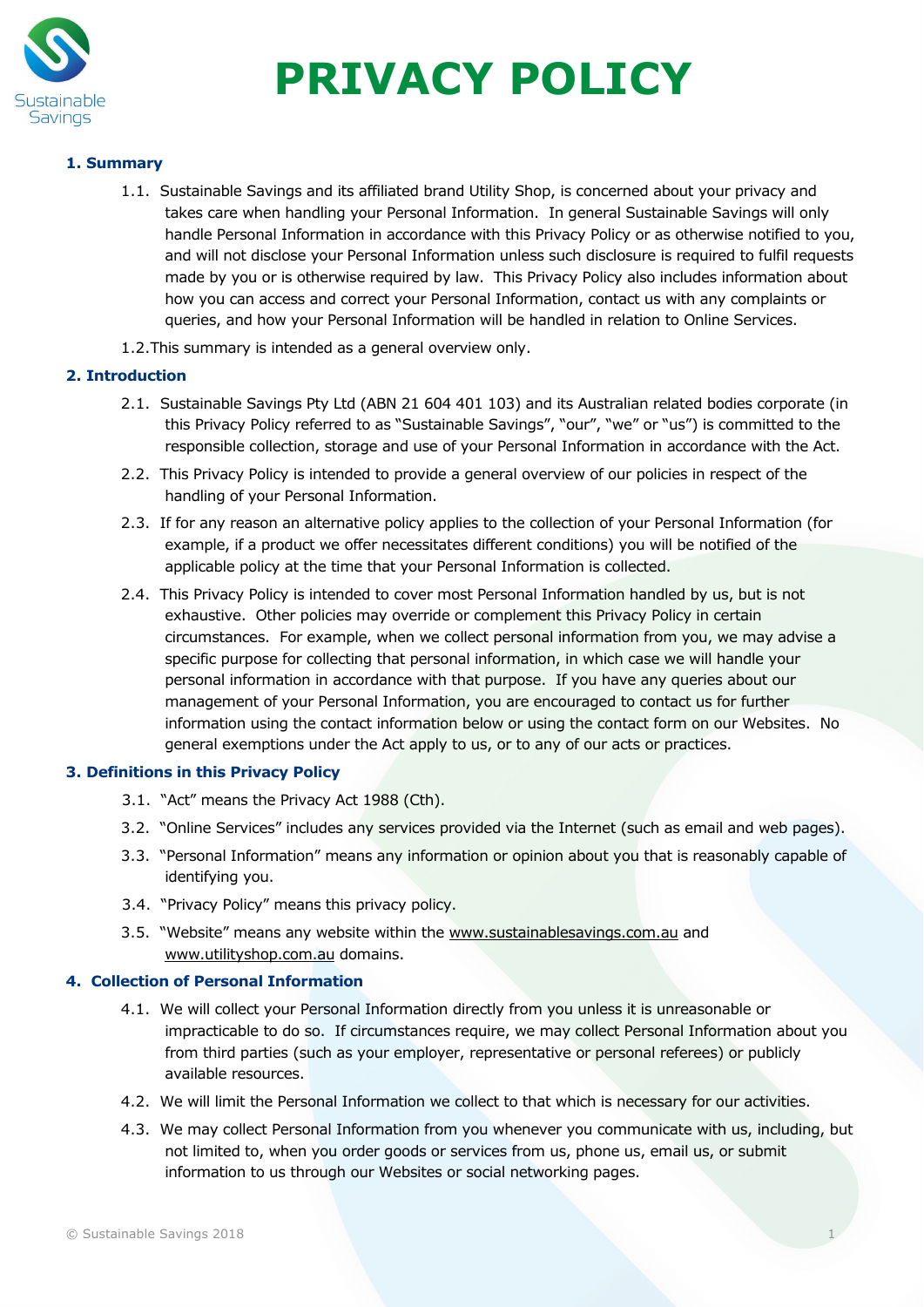# PRIVACY POLICY

## 1. Summary

1.1. Sustainable Savings and its affiliated brand Utility Shop, is concerned about your privacy and takes care when handling your Personal Information. In general Sustainable Savings will only handle Personal Information in accordance with this Privacy Policy or as otherwise notified to you, and will not disclose your Personal Information unless such disclosure is required to fulfil requests made by you or is otherwise required by law. This Privacy Policy also includes information about how you can access and correct your Personal Information, contact us with any complaints or queries, and how your Personal Information will be handled in relation to Online Services.

1.2. This summary is intended as a general overview only.

## 2. Introduction

2.1. Sustainable Savings Pty Ltd (ABN 21 604 401 103) and its Australian related bodies corporate (in this Privacy Policy referred to as "Sustainable Savings", "our", "we" or "us") is committed to the responsible collection, storage and use of your Personal Information in accordance with the Act.

2.2. This Privacy Policy is intended to provide a general overview of our policies in respect of the handling of your Personal Information.

2.3. If for any reason an alternative policy applies to the collection of your Personal Information (for example, if a product we offer necessitates different conditions) you will be notified of the applicable policy at the time that your Personal Information is collected.

2.4. This Privacy Policy is intended to cover most Personal Information handled by us, but is not exhaustive. Other policies may override or complement this Privacy Policy in certain circumstances. For example, when we collect personal information from you, we may advise a specific purpose for collecting that personal information, in which case we will handle your personal information in accordance with that purpose. If you have any queries about our management of your Personal Information, you are encouraged to contact us for further information using the contact information below or using the contact form on our Websites. No general exemptions under the Act apply to us, or to any of our acts or practices.

## 3. Definitions in this Privacy Policy

3.1. "Act" means the Privacy Act 1988 (Cth).

3.2. "Online Services" includes any services provided via the Internet (such as email and web pages).

3.3. "Personal Information" means any information or opinion about you that is reasonably capable of identifying you.

3.4. "Privacy Policy" means this privacy policy.

3.5. "Website" means any website within the www.sustainablesavings.com.au and www.utilityshop.com.au domains.

## 4. Collection of Personal Information

4.1. We will collect your Personal Information directly from you unless it is unreasonable or impracticable to do so. If circumstances require, we may collect Personal Information about you from third parties (such as your employer, representative or personal referees) or publicly available resources.

4.2. We will limit the Personal Information we collect to that which is necessary for our activities.

4.3. We may collect Personal Information from you whenever you communicate with us, including, but not limited to, when you order goods or services from us, phone us, email us, or submit information to us through our Websites or social networking pages.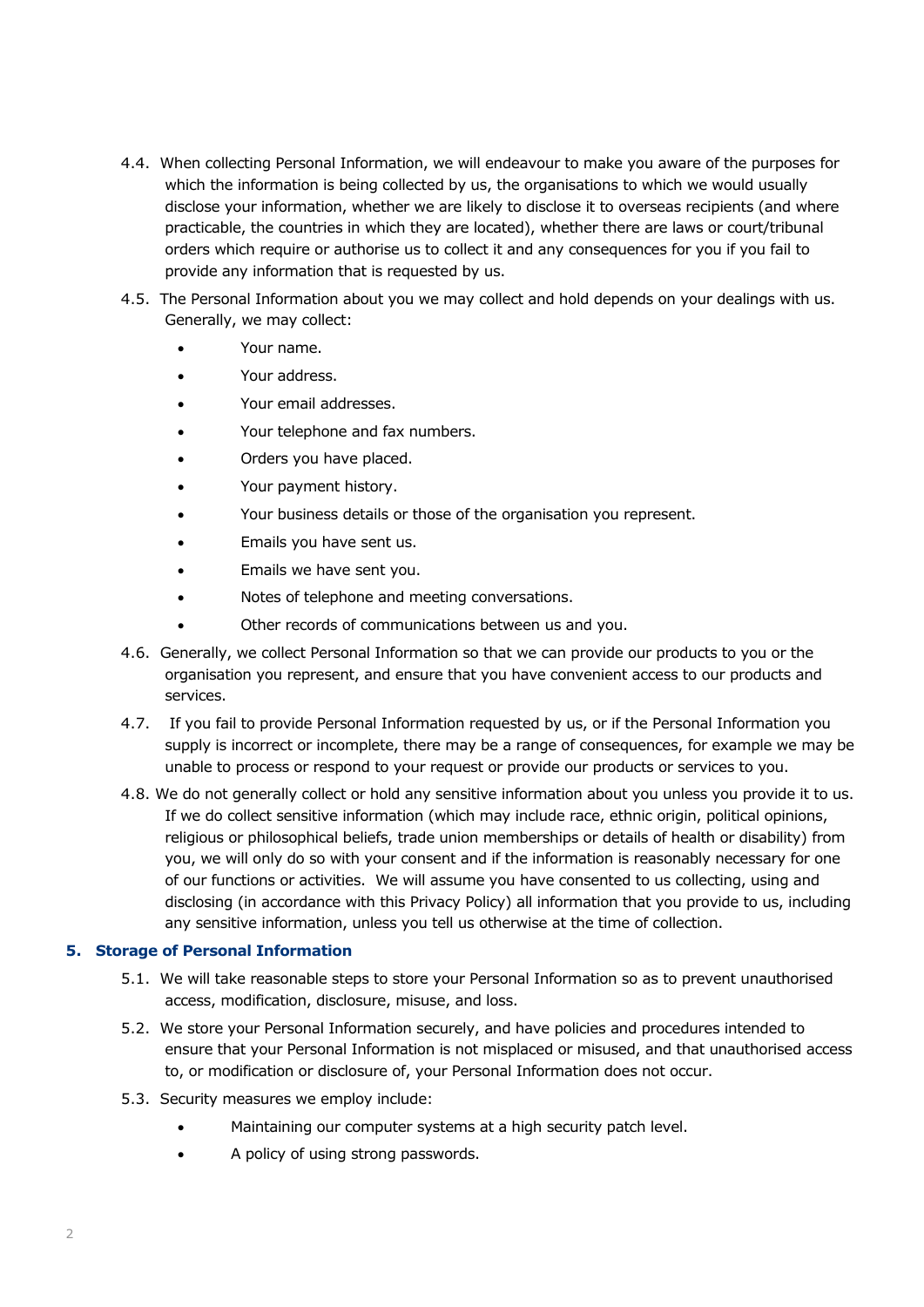4.4. When collecting Personal Information, we will endeavour to make you aware of the purposes for which the information is being collected by us, the organisations to which we would usually disclose your information, whether we are likely to disclose it to overseas recipients (and where practicable, the countries in which they are located), whether there are laws or court/tribunal orders which require or authorise us to collect it and any consequences for you if you fail to provide any information that is requested by us.

4.5. The Personal Information about you we may collect and hold depends on your dealings with us. Generally, we may collect:

- Your name.
- Your address.
- Your email addresses.
- Your telephone and fax numbers.
- Orders you have placed.
- Your payment history.
- Your business details or those of the organisation you represent.
- Emails you have sent us.
- Emails we have sent you.
- Notes of telephone and meeting conversations.
- Other records of communications between us and you.

4.6. Generally, we collect Personal Information so that we can provide our products to you or the organisation you represent, and ensure that you have convenient access to our products and services.

4.7. If you fail to provide Personal Information requested by us, or if the Personal Information you supply is incorrect or incomplete, there may be a range of consequences, for example we may be unable to process or respond to your request or provide our products or services to you.

4.8. We do not generally collect or hold any sensitive information about you unless you provide it to us. If we do collect sensitive information (which may include race, ethnic origin, political opinions, religious or philosophical beliefs, trade union memberships or details of health or disability) from you, we will only do so with your consent and if the information is reasonably necessary for one of our functions or activities. We will assume you have consented to us collecting, using and disclosing (in accordance with this Privacy Policy) all information that you provide to us, including any sensitive information, unless you tell us otherwise at the time of collection.

## 5. Storage of Personal Information

5.1. We will take reasonable steps to store your Personal Information so as to prevent unauthorised access, modification, disclosure, misuse, and loss.

5.2. We store your Personal Information securely, and have policies and procedures intended to ensure that your Personal Information is not misplaced or misused, and that unauthorised access to, or modification or disclosure of, your Personal Information does not occur.

5.3. Security measures we employ include:

- Maintaining our computer systems at a high security patch level.
- A policy of using strong passwords.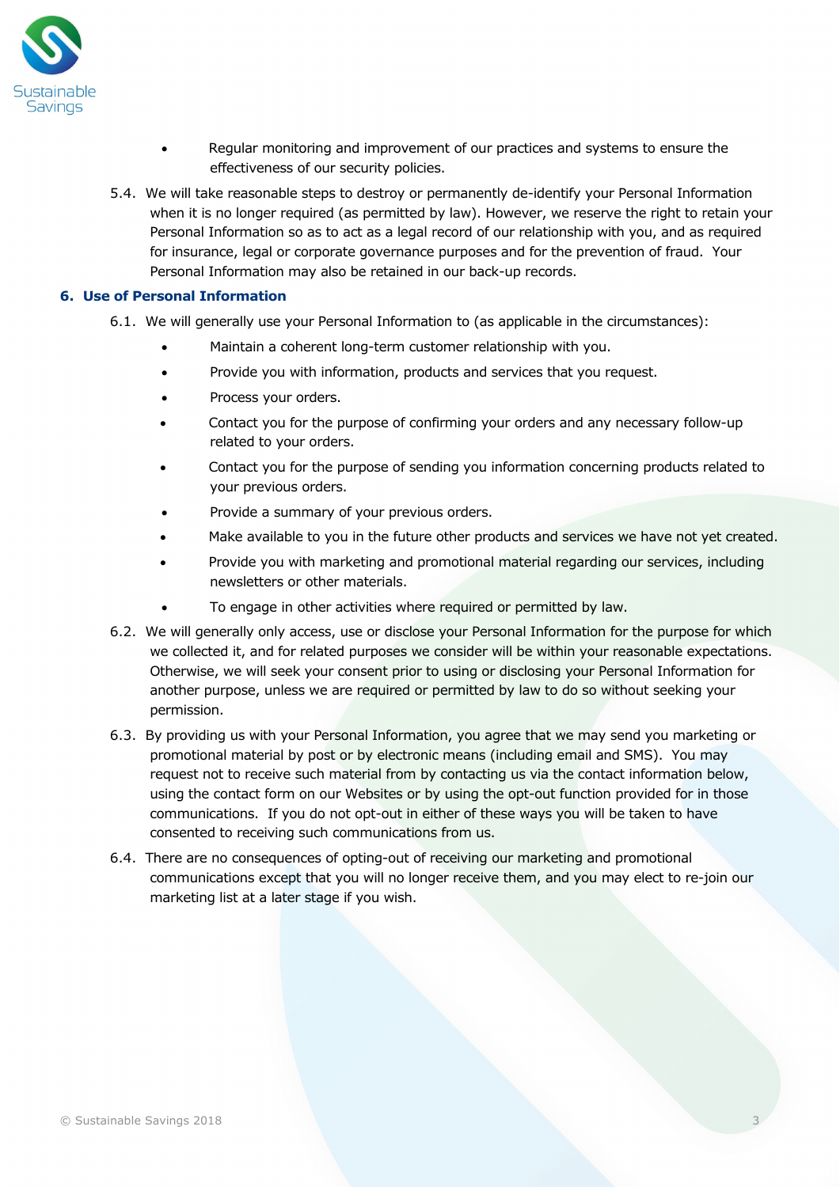- Regular monitoring and improvement of our practices and systems to ensure the effectiveness of our security policies.

5.4. We will take reasonable steps to destroy or permanently de-identify your Personal Information when it is no longer required (as permitted by law). However, we reserve the right to retain your Personal Information so as to act as a legal record of our relationship with you, and as required for insurance, legal or corporate governance purposes and for the prevention of fraud. Your Personal Information may also be retained in our back-up records.

## 6. Use of Personal Information

6.1. We will generally use your Personal Information to (as applicable in the circumstances):

- Maintain a coherent long-term customer relationship with you.
- Provide you with information, products and services that you request.
- Process your orders.
- Contact you for the purpose of confirming your orders and any necessary follow-up related to your orders.
- Contact you for the purpose of sending you information concerning products related to your previous orders.
- Provide a summary of your previous orders.
- Make available to you in the future other products and services we have not yet created.
- Provide you with marketing and promotional material regarding our services, including newsletters or other materials.
- To engage in other activities where required or permitted by law.

6.2. We will generally only access, use or disclose your Personal Information for the purpose for which we collected it, and for related purposes we consider will be within your reasonable expectations. Otherwise, we will seek your consent prior to using or disclosing your Personal Information for another purpose, unless we are required or permitted by law to do so without seeking your permission.

6.3. By providing us with your Personal Information, you agree that we may send you marketing or promotional material by post or by electronic means (including email and SMS). You may request not to receive such material from by contacting us via the contact information below, using the contact form on our Websites or by using the opt-out function provided for in those communications. If you do not opt-out in either of these ways you will be taken to have consented to receiving such communications from us.

6.4. There are no consequences of opting-out of receiving our marketing and promotional communications except that you will no longer receive them, and you may elect to re-join our marketing list at a later stage if you wish.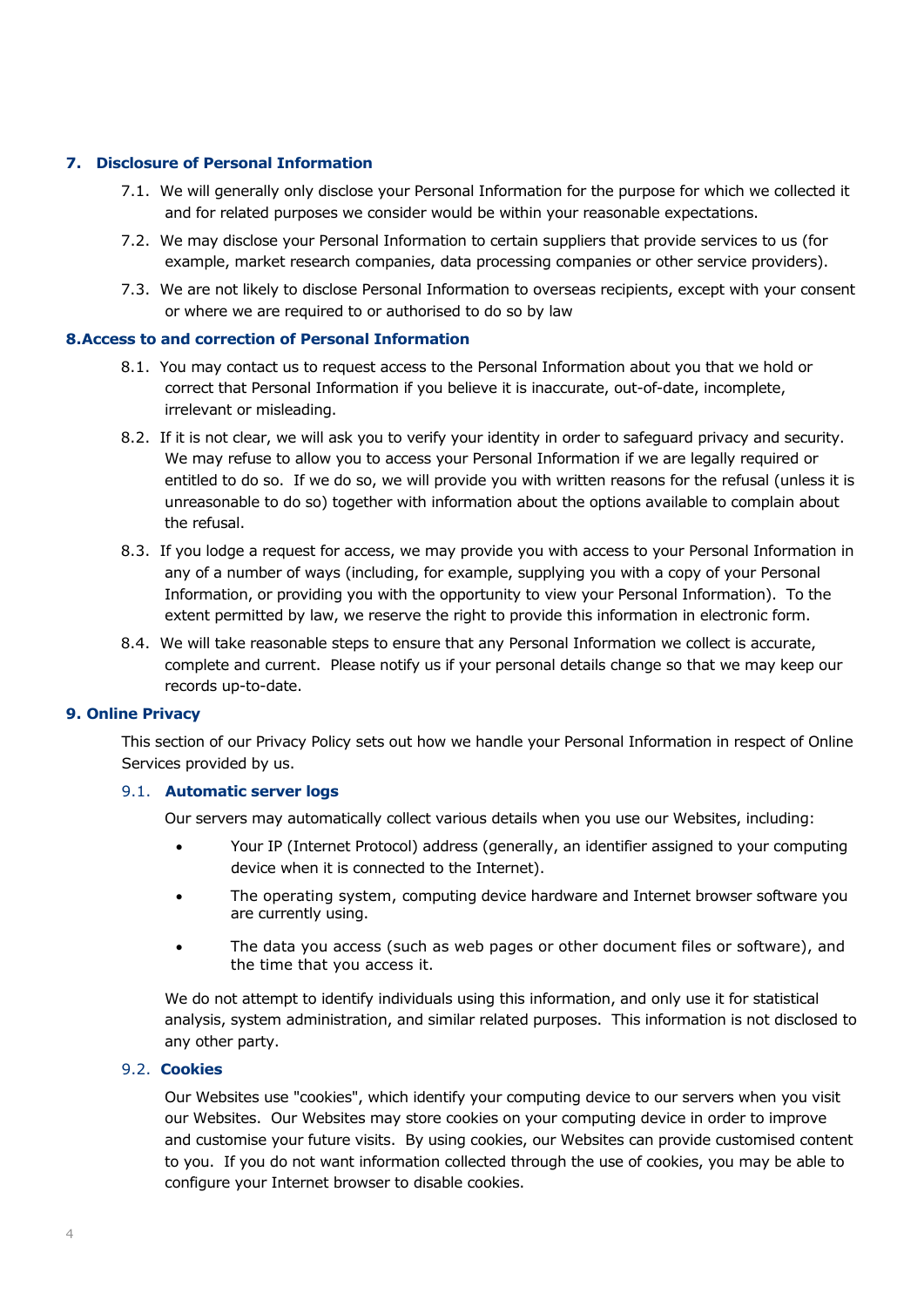## 7. Disclosure of Personal Information

7.1. We will generally only disclose your Personal Information for the purpose for which we collected it and for related purposes we consider would be within your reasonable expectations.

7.2. We may disclose your Personal Information to certain suppliers that provide services to us (for example, market research companies, data processing companies or other service providers).

7.3. We are not likely to disclose Personal Information to overseas recipients, except with your consent or where we are required to or authorised to do so by law

## 8. Access to and correction of Personal Information

8.1. You may contact us to request access to the Personal Information about you that we hold or correct that Personal Information if you believe it is inaccurate, out-of-date, incomplete, irrelevant or misleading.

8.2. If it is not clear, we will ask you to verify your identity in order to safeguard privacy and security. We may refuse to allow you to access your Personal Information if we are legally required or entitled to do so. If we do so, we will provide you with written reasons for the refusal (unless it is unreasonable to do so) together with information about the options available to complain about the refusal.

8.3. If you lodge a request for access, we may provide you with access to your Personal Information in any of a number of ways (including, for example, supplying you with a copy of your Personal Information, or providing you with the opportunity to view your Personal Information). To the extent permitted by law, we reserve the right to provide this information in electronic form.

8.4. We will take reasonable steps to ensure that any Personal Information we collect is accurate, complete and current. Please notify us if your personal details change so that we may keep our records up-to-date.

## 9. Online Privacy

This section of our Privacy Policy sets out how we handle your Personal Information in respect of Online Services provided by us.

### 9.1. Automatic server logs

Our servers may automatically collect various details when you use our Websites, including:

- Your IP (Internet Protocol) address (generally, an identifier assigned to your computing device when it is connected to the Internet).
- The operating system, computing device hardware and Internet browser software you are currently using.
- The data you access (such as web pages or other document files or software), and the time that you access it.

We do not attempt to identify individuals using this information, and only use it for statistical analysis, system administration, and similar related purposes. This information is not disclosed to any other party.

### 9.2. Cookies

Our Websites use "cookies", which identify your computing device to our servers when you visit our Websites. Our Websites may store cookies on your computing device in order to improve and customise your future visits. By using cookies, our Websites can provide customised content to you. If you do not want information collected through the use of cookies, you may be able to configure your Internet browser to disable cookies.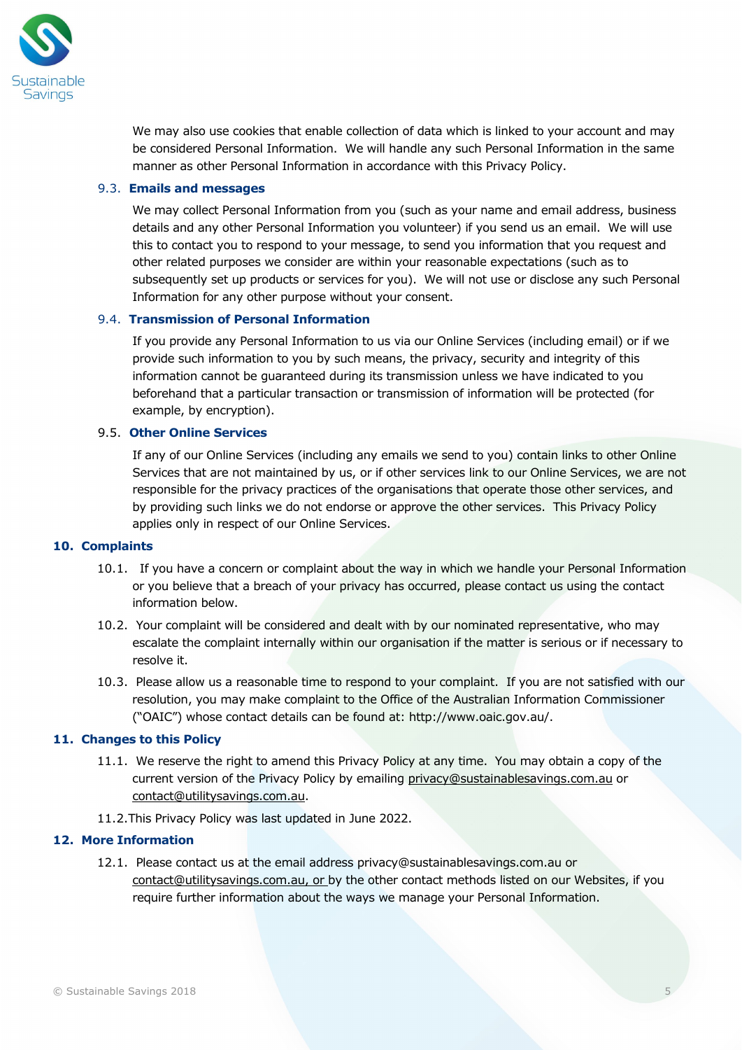We may also use cookies that enable collection of data which is linked to your account and may be considered Personal Information. We will handle any such Personal Information in the same manner as other Personal Information in accordance with this Privacy Policy.

### 9.3. Emails and messages

We may collect Personal Information from you (such as your name and email address, business details and any other Personal Information you volunteer) if you send us an email. We will use this to contact you to respond to your message, to send you information that you request and other related purposes we consider are within your reasonable expectations (such as to subsequently set up products or services for you). We will not use or disclose any such Personal Information for any other purpose without your consent.

### 9.4. Transmission of Personal Information

If you provide any Personal Information to us via our Online Services (including email) or if we provide such information to you by such means, the privacy, security and integrity of this information cannot be guaranteed during its transmission unless we have indicated to you beforehand that a particular transaction or transmission of information will be protected (for example, by encryption).

### 9.5. Other Online Services

If any of our Online Services (including any emails we send to you) contain links to other Online Services that are not maintained by us, or if other services link to our Online Services, we are not responsible for the privacy practices of the organisations that operate those other services, and by providing such links we do not endorse or approve the other services. This Privacy Policy applies only in respect of our Online Services.

## 10. Complaints

10.1. If you have a concern or complaint about the way in which we handle your Personal Information or you believe that a breach of your privacy has occurred, please contact us using the contact information below.

10.2. Your complaint will be considered and dealt with by our nominated representative, who may escalate the complaint internally within our organisation if the matter is serious or if necessary to resolve it.

10.3. Please allow us a reasonable time to respond to your complaint. If you are not satisfied with our resolution, you may make complaint to the Office of the Australian Information Commissioner ("OAIC") whose contact details can be found at: http://www.oaic.gov.au/.

## 11. Changes to this Policy

11.1. We reserve the right to amend this Privacy Policy at any time. You may obtain a copy of the current version of the Privacy Policy by emailing privacy@sustainablesavings.com.au or contact@utilitysavings.com.au.

11.2. This Privacy Policy was last updated in June 2022.

## 12. More Information

12.1. Please contact us at the email address privacy@sustainablesavings.com.au or contact@utilitysavings.com.au, or by the other contact methods listed on our Websites, if you require further information about the ways we manage your Personal Information.

© Sustainable Savings 2018